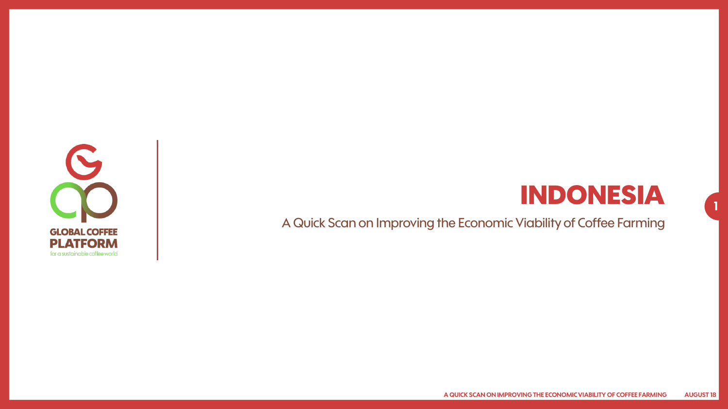GLOBAL COFFEE PLATFORM

for a sustainable coffee world

# INDONESIA

A Quick Scan on Improving the Economic Viability of Coffee Farming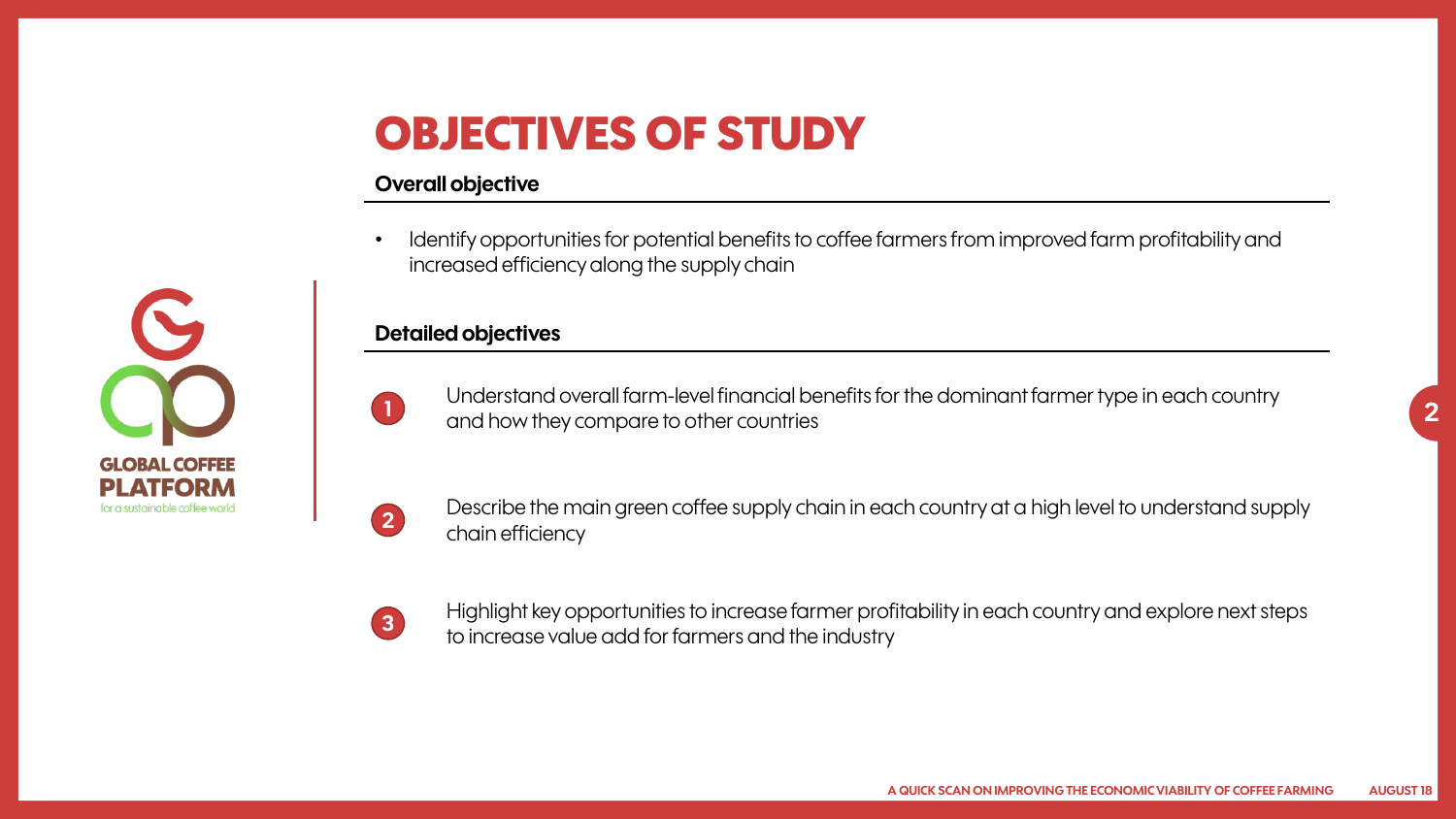# OBJECTIVES OF STUDY

### Overall objective

- Identify opportunities for potential benefits to coffee farmers from improved farm profitability and increased efficiency along the supply chain

### Detailed objectives

1. Understand overall farm-level financial benefits for the dominant farmer type in each country and how they compare to other countries

2. Describe the main green coffee supply chain in each country at a high level to understand supply chain efficiency

3. Highlight key opportunities to increase farmer profitability in each country and explore next steps to increase value add for farmers and the industry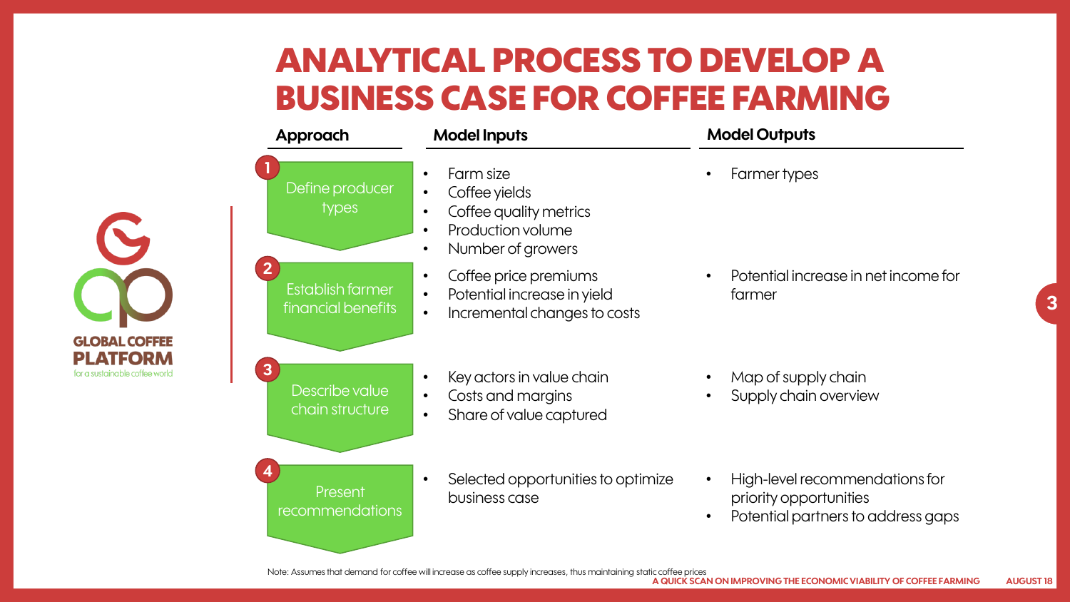# ANALYTICAL PROCESS TO DEVELOP A BUSINESS CASE FOR COFFEE FARMING

| Approach | Model Inputs | Model Outputs |
| --- | --- | --- |
| 1. Define producer types | • Farm size<br>• Coffee yields<br>• Coffee quality metrics<br>• Production volume<br>• Number of growers | • Farmer types |
| 2. Establish farmer financial benefits | • Coffee price premiums<br>• Potential increase in yield<br>• Incremental changes to costs | • Potential increase in net income for farmer |
| 3. Describe value chain structure | • Key actors in value chain<br>• Costs and margins<br>• Share of value captured | • Map of supply chain<br>• Supply chain overview |
| 4. Present recommendations | • Selected opportunities to optimize business case | • High-level recommendations for priority opportunities<br>• Potential partners to address gaps |

Note: Assumes that demand for coffee will increase as coffee supply increases, thus maintaining static coffee prices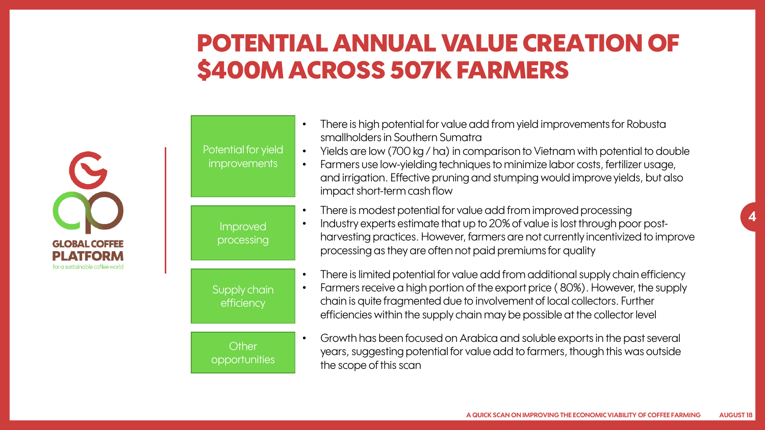# POTENTIAL ANNUAL VALUE CREATION OF $400M ACROSS 507K FARMERS

**Potential for yield improvements**

- There is high potential for value add from yield improvements for Robusta smallholders in Southern Sumatra
- Yields are low (700 kg / ha) in comparison to Vietnam with potential to double
- Farmers use low-yielding techniques to minimize labor costs, fertilizer usage, and irrigation. Effective pruning and stumping would improve yields, but also impact short-term cash flow

**Improved processing**

- There is modest potential for value add from improved processing
- Industry experts estimate that up to 20% of value is lost through poor post-harvesting practices. However, farmers are not currently incentivized to improve processing as they are often not paid premiums for quality

**Supply chain efficiency**

- There is limited potential for value add from additional supply chain efficiency
- Farmers receive a high portion of the export price ( 80%). However, the supply chain is quite fragmented due to involvement of local collectors. Further efficiencies within the supply chain may be possible at the collector level

**Other opportunities**

- Growth has been focused on Arabica and soluble exports in the past several years, suggesting potential for value add to farmers, though this was outside the scope of this scan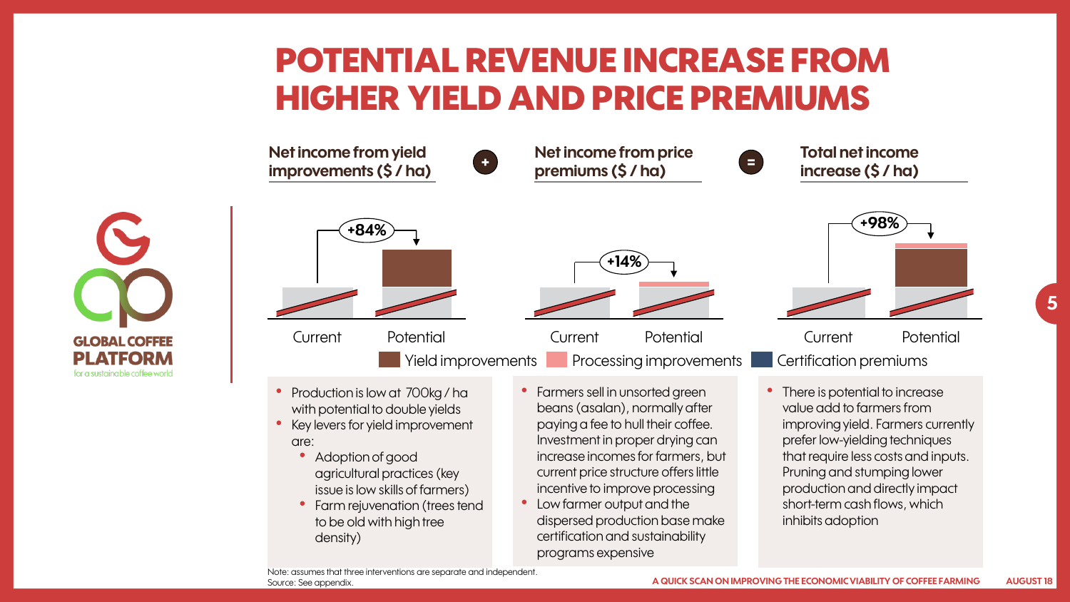# POTENTIAL REVENUE INCREASE FROM HIGHER YIELD AND PRICE PREMIUMS

**Net income from yield improvements ($ / ha)** + **Net income from price premiums ($ / ha)** = **Total net income increase ($ / ha)**

| | Current | Potential | Change |
|---|---|---|---|
| Net income from yield improvements | Current | Potential | +84% |
| Net income from price premiums | Current | Potential | +14% |
| Total net income increase | Current | Potential | +98% |

Legend: Yield improvements · Processing improvements · Certification premiums

**Net income from yield improvements**

- Production is low at 700kg / ha with potential to double yields
- Key levers for yield improvement are:
  - Adoption of good agricultural practices (key issue is low skills of farmers)
  - Farm rejuvenation (trees tend to be old with high tree density)

**Net income from price premiums**

- Farmers sell in unsorted green beans (asalan), normally after paying a fee to hull their coffee. Investment in proper drying can increase incomes for farmers, but current price structure offers little incentive to improve processing
- Low farmer output and the dispersed production base make certification and sustainability programs expensive

**Total net income increase**

- There is potential to increase value add to farmers from improving yield. Farmers currently prefer low-yielding techniques that require less costs and inputs. Pruning and stumping lower production and directly impact short-term cash flows, which inhibits adoption

Note: assumes that three interventions are separate and independent.
Source: See appendix.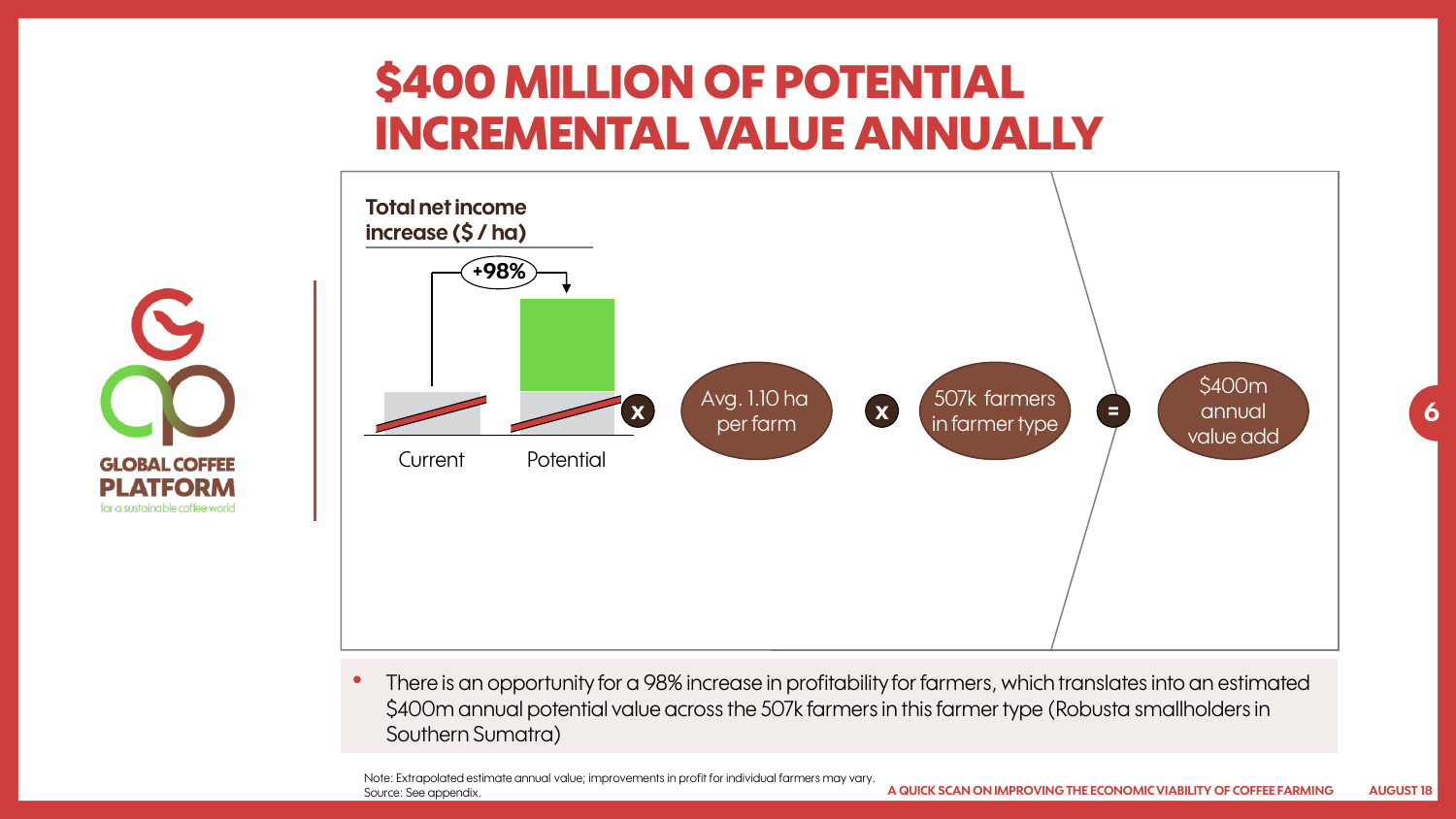# $400 MILLION OF POTENTIAL INCREMENTAL VALUE ANNUALLY

**Total net income increase ($ / ha)**

+98%

Current — Potential

x Avg. 1.10 ha per farm x 507k farmers in farmer type = $400m annual value add

- There is an opportunity for a 98% increase in profitability for farmers, which translates into an estimated $400m annual potential value across the 507k farmers in this farmer type (Robusta smallholders in Southern Sumatra)

Note: Extrapolated estimate annual value; improvements in profit for individual farmers may vary.
Source: See appendix.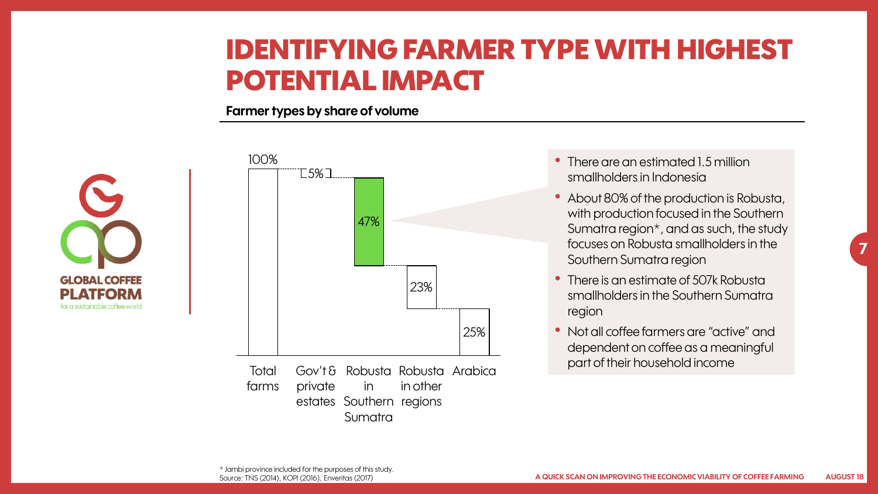# IDENTIFYING FARMER TYPE WITH HIGHEST POTENTIAL IMPACT

**Farmer types by share of volume**

| Farmer type | Share of volume |
| --- | --- |
| Total farms | 100% |
| Gov't & private estates | 5% |
| Robusta in Southern Sumatra | 47% |
| Robusta in other regions | 23% |
| Arabica | 25% |

- There are an estimated 1.5 million smallholders in Indonesia
- About 80% of the production is Robusta, with production focused in the Southern Sumatra region*, and as such, the study focuses on Robusta smallholders in the Southern Sumatra region
- There is an estimate of 507k Robusta smallholders in the Southern Sumatra region
- Not all coffee farmers are "active" and dependent on coffee as a meaningful part of their household income

\* Jambi province included for the purposes of this study.
Source: TNS (2014), KOPI (2016), Enveritas (2017)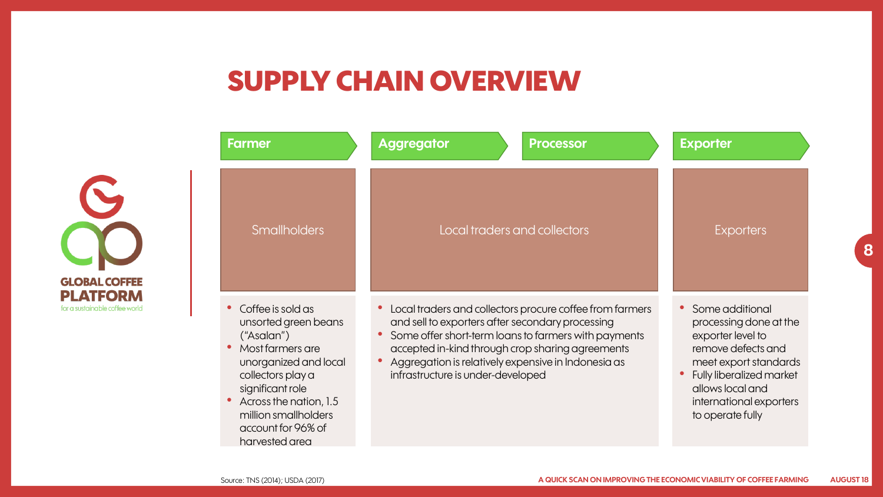# SUPPLY CHAIN OVERVIEW

| Farmer | Aggregator | Processor | Exporter |
|---|---|---|---|
| Smallholders | Local traders and collectors | | Exporters |
| • Coffee is sold as unsorted green beans ("Asalan")<br>• Most farmers are unorganized and local collectors play a significant role<br>• Across the nation, 1.5 million smallholders account for 96% of harvested area | • Local traders and collectors procure coffee from farmers and sell to exporters after secondary processing<br>• Some offer short-term loans to farmers with payments accepted in-kind through crop sharing agreements<br>• Aggregation is relatively expensive in Indonesia as infrastructure is under-developed | | • Some additional processing done at the exporter level to remove defects and meet export standards<br>• Fully liberalized market allows local and international exporters to operate fully |

Source: TNS (2014); USDA (2017)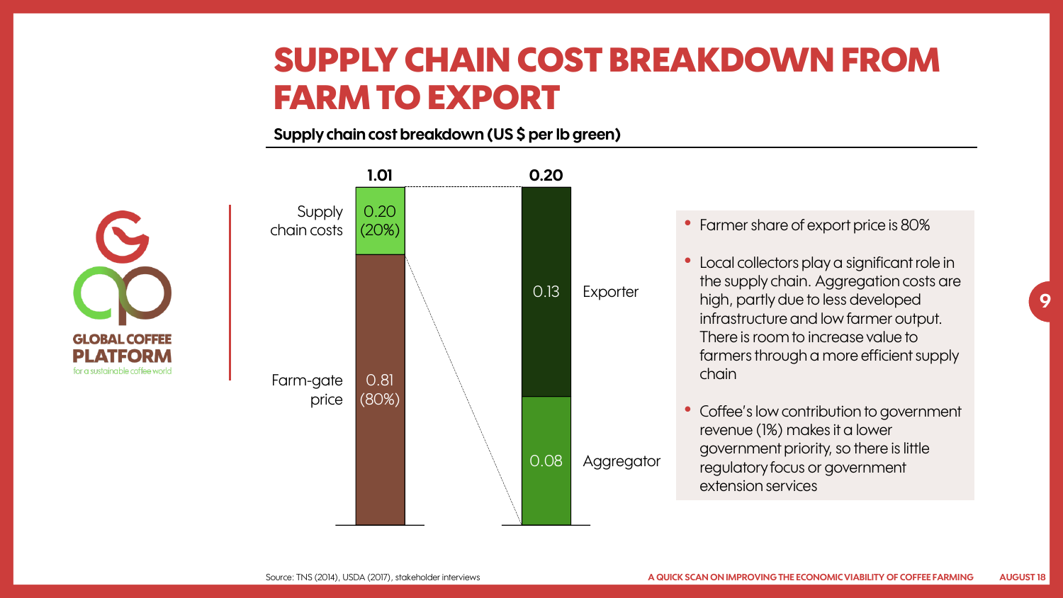# SUPPLY CHAIN COST BREAKDOWN FROM FARM TO EXPORT

**Supply chain cost breakdown (US $ per lb green)**

| | Value | Share |
|---|---|---|
| Supply chain costs | 0.20 | (20%) |
| Farm-gate price | 0.81 | (80%) |
| **Total** | **1.01** | |

| Supply chain costs breakdown | Value |
|---|---|
| Exporter | 0.13 |
| Aggregator | 0.08 |
| **Total** | **0.20** |

- Farmer share of export price is 80%
- Local collectors play a significant role in the supply chain. Aggregation costs are high, partly due to less developed infrastructure and low farmer output. There is room to increase value to farmers through a more efficient supply chain
- Coffee's low contribution to government revenue (1%) makes it a lower government priority, so there is little regulatory focus or government extension services

Source: TNS (2014), USDA (2017), stakeholder interviews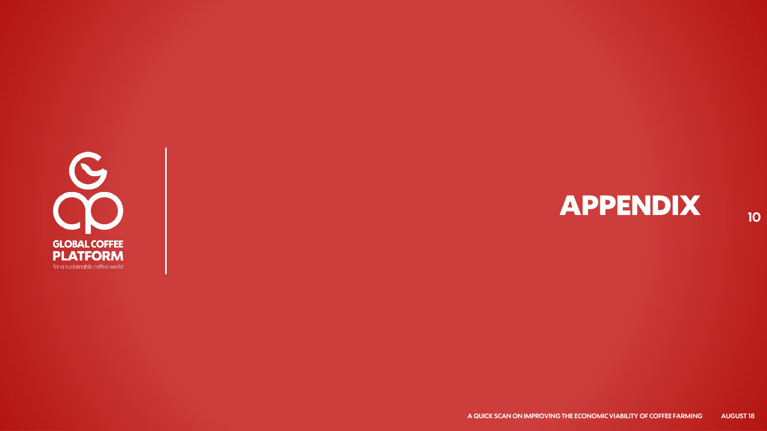# APPENDIX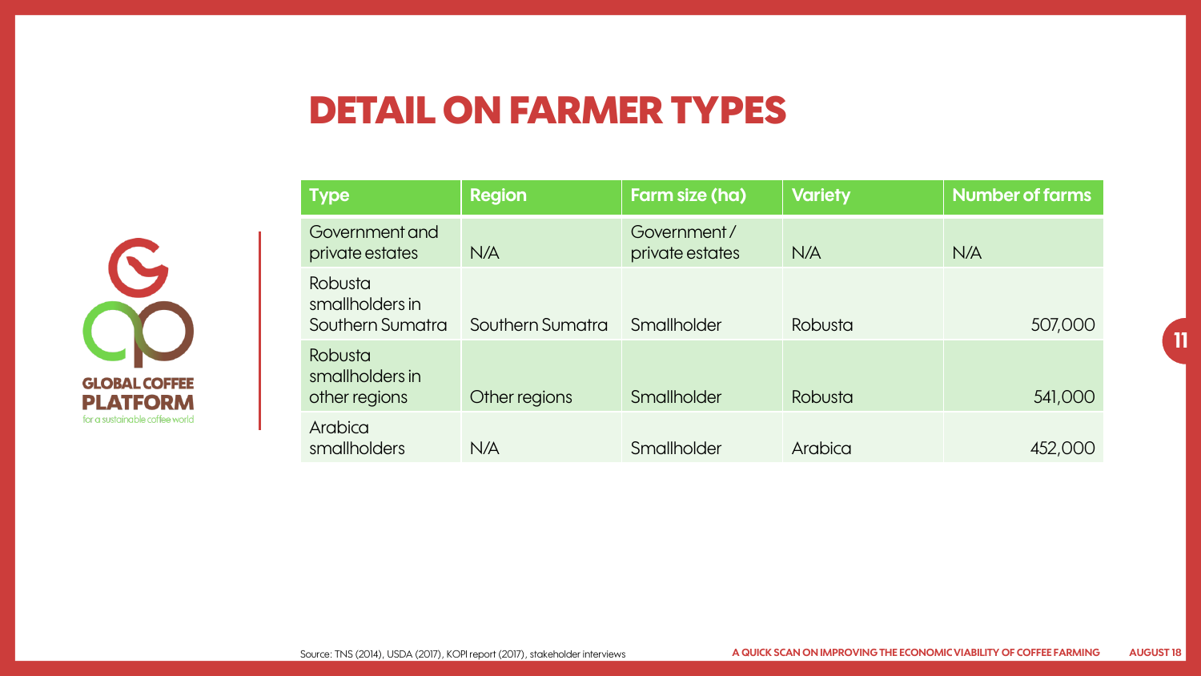# DETAIL ON FARMER TYPES

| Type | Region | Farm size (ha) | Variety | Number of farms |
|---|---|---|---|---|
| Government and private estates | N/A | Government / private estates | N/A | N/A |
| Robusta smallholders in Southern Sumatra | Southern Sumatra | Smallholder | Robusta | 507,000 |
| Robusta smallholders in other regions | Other regions | Smallholder | Robusta | 541,000 |
| Arabica smallholders | N/A | Smallholder | Arabica | 452,000 |

Source: TNS (2014), USDA (2017), KOPI report (2017), stakeholder interviews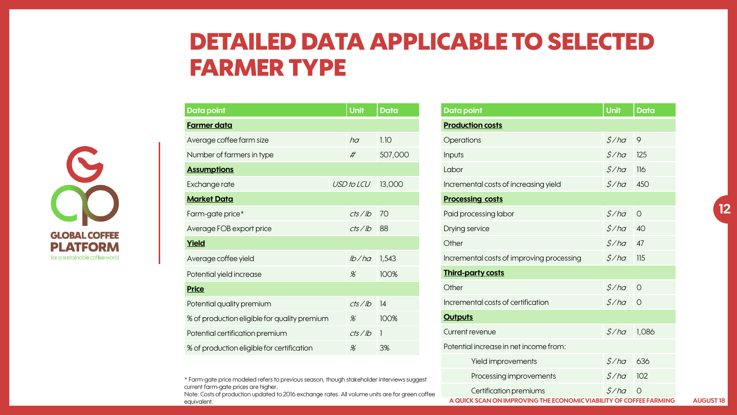# DETAILED DATA APPLICABLE TO SELECTED FARMER TYPE

| Data point | Unit | Data |
|---|---|---|
| **Farmer data** | | |
| Average coffee farm size | *ha* | 1.10 |
| Number of farmers in type | *#* | 507,000 |
| **Assumptions** | | |
| Exchange rate | *USD to LCU* | 13,000 |
| **Market Data** | | |
| Farm-gate price* | *cts/lb* | 70 |
| Average FOB export price | *cts/lb* | 88 |
| **Yield** | | |
| Average coffee yield | *lb/ha* | 1,543 |
| Potential yield increase | *%* | 100% |
| **Price** | | |
| Potential quality premium | *cts/lb* | 14 |
| % of production eligible for quality premium | *%* | 100% |
| Potential certification premium | *cts/lb* | 1 |
| % of production eligible for certification | *%* | 3% |

| Data point | Unit | Data |
|---|---|---|
| **Production costs** | | |
| Operations | *$/ha* | 9 |
| Inputs | *$/ha* | 125 |
| Labor | *$/ha* | 116 |
| Incremental costs of increasing yield | *$/ha* | 450 |
| **Processing costs** | | |
| Paid processing labor | *$/ha* | 0 |
| Drying service | *$/ha* | 40 |
| Other | *$/ha* | 47 |
| Incremental costs of improving processing | *$/ha* | 115 |
| **Third-party costs** | | |
| Other | *$/ha* | 0 |
| Incremental costs of certification | *$/ha* | 0 |
| **Outputs** | | |
| Current revenue | *$/ha* | 1,086 |
| Potential increase in net income from: | | |
| Yield improvements | *$/ha* | 636 |
| Processing improvements | *$/ha* | 102 |
| Certification premiums | *$/ha* | 0 |

* Farm-gate price modeled refers to previous season, though stakeholder interviews suggest current farm-gate prices are higher.
Note: Costs of production updated to 2016 exchange rates. All volume units are for green coffee equivalent.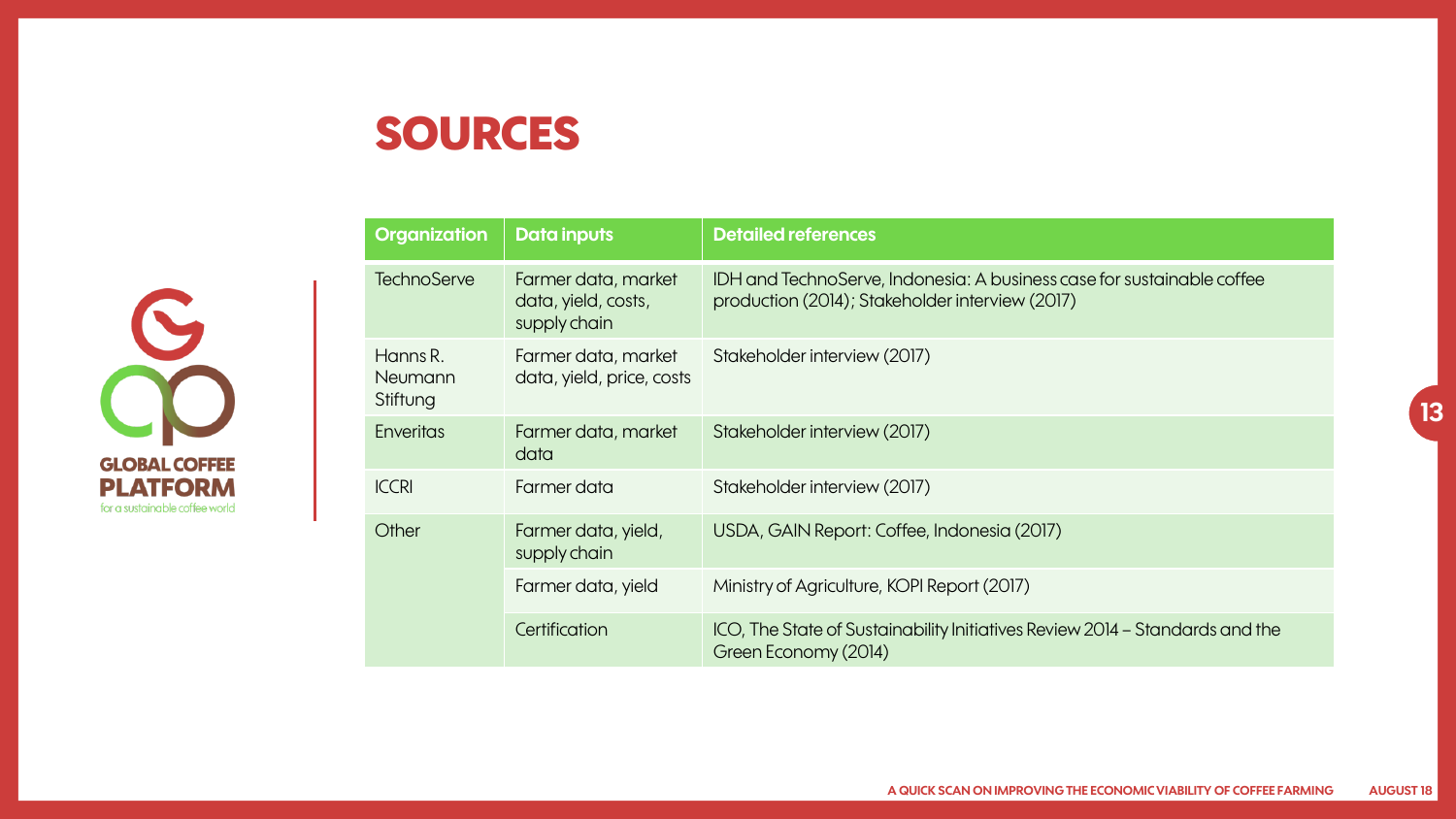# SOURCES

| Organization | Data inputs | Detailed references |
|---|---|---|
| TechnoServe | Farmer data, market data, yield, costs, supply chain | IDH and TechnoServe, Indonesia: A business case for sustainable coffee production (2014); Stakeholder interview (2017) |
| Hanns R. Neumann Stiftung | Farmer data, market data, yield, price, costs | Stakeholder interview (2017) |
| Enveritas | Farmer data, market data | Stakeholder interview (2017) |
| ICCRI | Farmer data | Stakeholder interview (2017) |
| Other | Farmer data, yield, supply chain | USDA, GAIN Report: Coffee, Indonesia (2017) |
| | Farmer data, yield | Ministry of Agriculture, KOPI Report (2017) |
| | Certification | ICO, The State of Sustainability Initiatives Review 2014 – Standards and the Green Economy (2014) |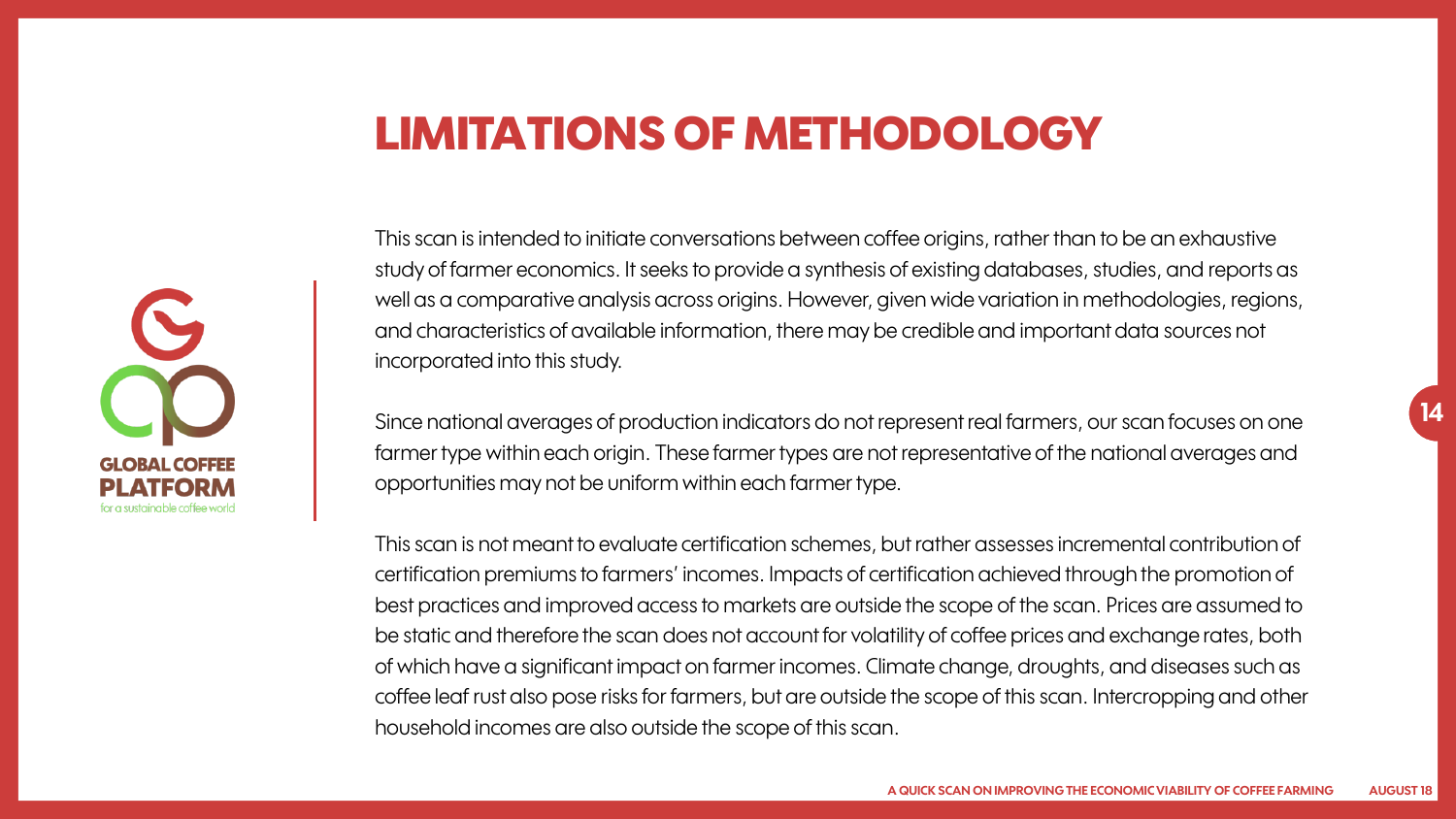# LIMITATIONS OF METHODOLOGY

This scan is intended to initiate conversations between coffee origins, rather than to be an exhaustive study of farmer economics. It seeks to provide a synthesis of existing databases, studies, and reports as well as a comparative analysis across origins. However, given wide variation in methodologies, regions, and characteristics of available information, there may be credible and important data sources not incorporated into this study.

Since national averages of production indicators do not represent real farmers, our scan focuses on one farmer type within each origin. These farmer types are not representative of the national averages and opportunities may not be uniform within each farmer type.

This scan is not meant to evaluate certification schemes, but rather assesses incremental contribution of certification premiums to farmers' incomes. Impacts of certification achieved through the promotion of best practices and improved access to markets are outside the scope of the scan. Prices are assumed to be static and therefore the scan does not account for volatility of coffee prices and exchange rates, both of which have a significant impact on farmer incomes. Climate change, droughts, and diseases such as coffee leaf rust also pose risks for farmers, but are outside the scope of this scan. Intercropping and other household incomes are also outside the scope of this scan.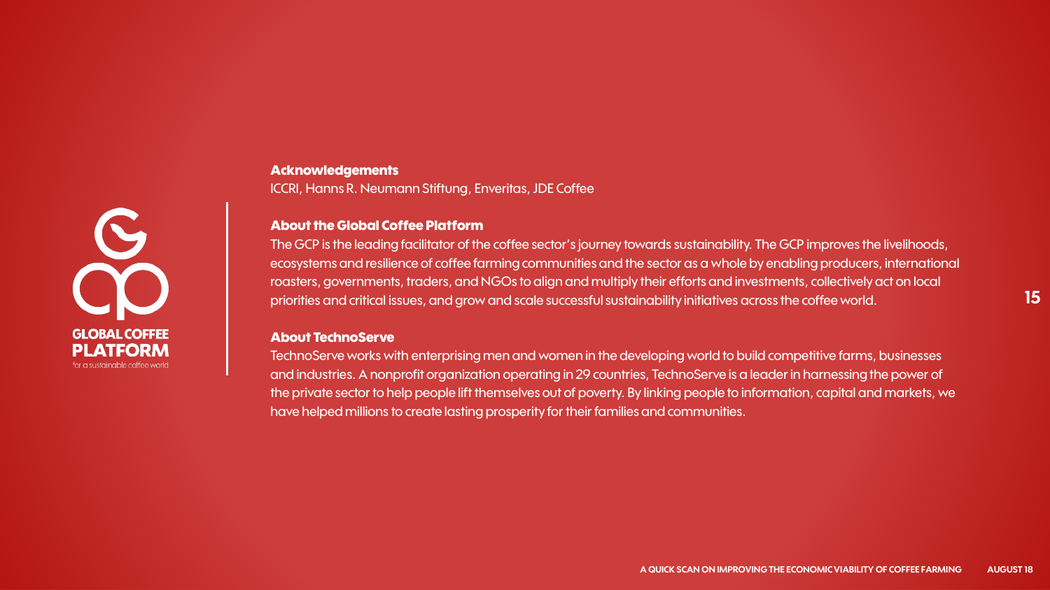GLOBAL COFFEE PLATFORM

for a sustainable coffee world

## Acknowledgements

ICCRI, Hanns R. Neumann Stiftung, Enveritas, JDE Coffee

## About the Global Coffee Platform

The GCP is the leading facilitator of the coffee sector's journey towards sustainability. The GCP improves the livelihoods, ecosystems and resilience of coffee farming communities and the sector as a whole by enabling producers, international roasters, governments, traders, and NGOs to align and multiply their efforts and investments, collectively act on local priorities and critical issues, and grow and scale successful sustainability initiatives across the coffee world.

## About TechnoServe

TechnoServe works with enterprising men and women in the developing world to build competitive farms, businesses and industries. A nonprofit organization operating in 29 countries, TechnoServe is a leader in harnessing the power of the private sector to help people lift themselves out of poverty. By linking people to information, capital and markets, we have helped millions to create lasting prosperity for their families and communities.